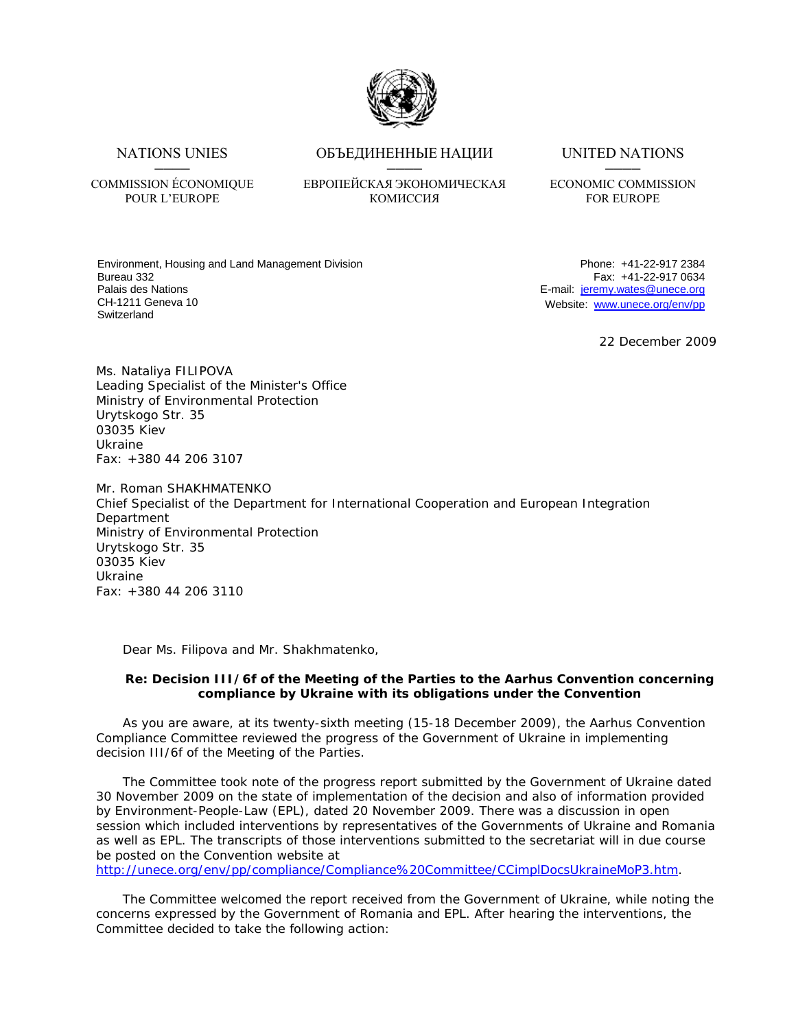NATIONS UNIES

COMMISSION ÉCONOMIQUE POUR L'EUROPE

ОБЪЕДИНЕННЫЕ НАЦИИ

ЕВРОПЕЙСКАЯ ЭКОНОМИЧЕСКАЯ КОМИССИЯ

UNITED NATIONS

ECONOMIC COMMISSION FOR EUROPE

Environment, Housing and Land Management Division
Bureau 332
Palais des Nations
CH-1211 Geneva 10
Switzerland

Phone: +41-22-917 2384
Fax: +41-22-917 0634
E-mail: jeremy.wates@unece.org
Website: www.unece.org/env/pp

22 December 2009

Ms. Nataliya FILIPOVA
Leading Specialist of the Minister's Office
Ministry of Environmental Protection
Urytskogo Str. 35
03035 Kiev
Ukraine
Fax: +380 44 206 3107

Mr. Roman SHAKHMATENKO
Chief Specialist of the Department for International Cooperation and European Integration Department
Ministry of Environmental Protection
Urytskogo Str. 35
03035 Kiev
Ukraine
Fax: +380 44 206 3110

Dear Ms. Filipova and Mr. Shakhmatenko,

**Re: Decision III/6f of the Meeting of the Parties to the Aarhus Convention concerning compliance by Ukraine with its obligations under the Convention**

As you are aware, at its twenty-sixth meeting (15-18 December 2009), the Aarhus Convention Compliance Committee reviewed the progress of the Government of Ukraine in implementing decision III/6f of the Meeting of the Parties.

The Committee took note of the progress report submitted by the Government of Ukraine dated 30 November 2009 on the state of implementation of the decision and also of information provided by Environment-People-Law (EPL), dated 20 November 2009. There was a discussion in open session which included interventions by representatives of the Governments of Ukraine and Romania as well as EPL. The transcripts of those interventions submitted to the secretariat will in due course be posted on the Convention website at http://unece.org/env/pp/compliance/Compliance%20Committee/CCimplDocsUkraineMoP3.htm.

The Committee welcomed the report received from the Government of Ukraine, while noting the concerns expressed by the Government of Romania and EPL. After hearing the interventions, the Committee decided to take the following action: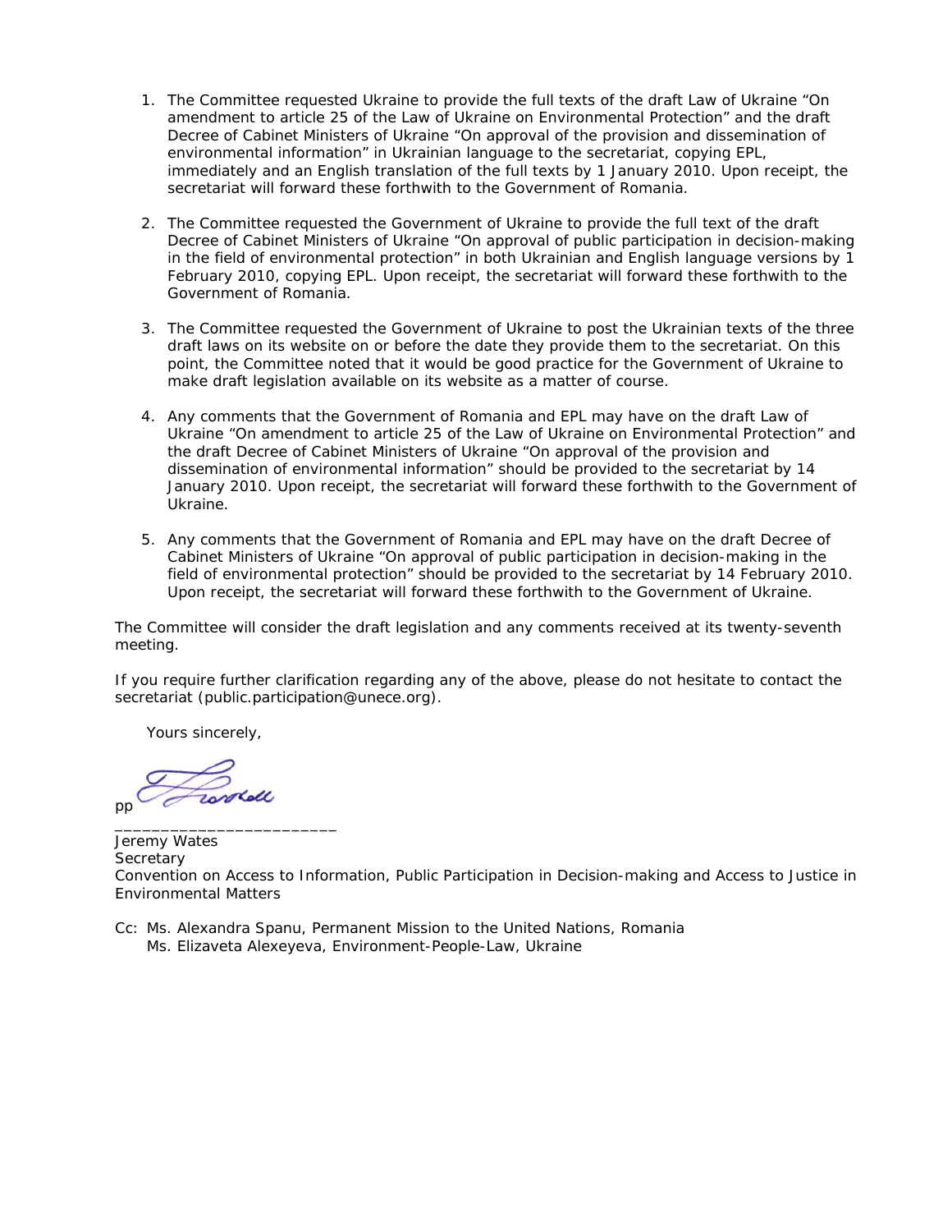1. The Committee requested Ukraine to provide the full texts of the draft Law of Ukraine "On amendment to article 25 of the Law of Ukraine on Environmental Protection" and the draft Decree of Cabinet Ministers of Ukraine "On approval of the provision and dissemination of environmental information" in Ukrainian language to the secretariat, copying EPL, immediately and an English translation of the full texts by 1 January 2010. Upon receipt, the secretariat will forward these forthwith to the Government of Romania.

2. The Committee requested the Government of Ukraine to provide the full text of the draft Decree of Cabinet Ministers of Ukraine "On approval of public participation in decision-making in the field of environmental protection" in both Ukrainian and English language versions by 1 February 2010, copying EPL. Upon receipt, the secretariat will forward these forthwith to the Government of Romania.

3. The Committee requested the Government of Ukraine to post the Ukrainian texts of the three draft laws on its website on or before the date they provide them to the secretariat. On this point, the Committee noted that it would be good practice for the Government of Ukraine to make draft legislation available on its website as a matter of course.

4. Any comments that the Government of Romania and EPL may have on the draft Law of Ukraine "On amendment to article 25 of the Law of Ukraine on Environmental Protection" and the draft Decree of Cabinet Ministers of Ukraine "On approval of the provision and dissemination of environmental information" should be provided to the secretariat by 14 January 2010. Upon receipt, the secretariat will forward these forthwith to the Government of Ukraine.

5. Any comments that the Government of Romania and EPL may have on the draft Decree of Cabinet Ministers of Ukraine "On approval of public participation in decision-making in the field of environmental protection" should be provided to the secretariat by 14 February 2010. Upon receipt, the secretariat will forward these forthwith to the Government of Ukraine.

The Committee will consider the draft legislation and any comments received at its twenty-seventh meeting.

If you require further clarification regarding any of the above, please do not hesitate to contact the secretariat (public.participation@unece.org).

Yours sincerely,

pp

________________________

Jeremy Wates
Secretary
Convention on Access to Information, Public Participation in Decision-making and Access to Justice in Environmental Matters

Cc: Ms. Alexandra Spanu, Permanent Mission to the United Nations, Romania
Ms. Elizaveta Alexeyeva, Environment-People-Law, Ukraine